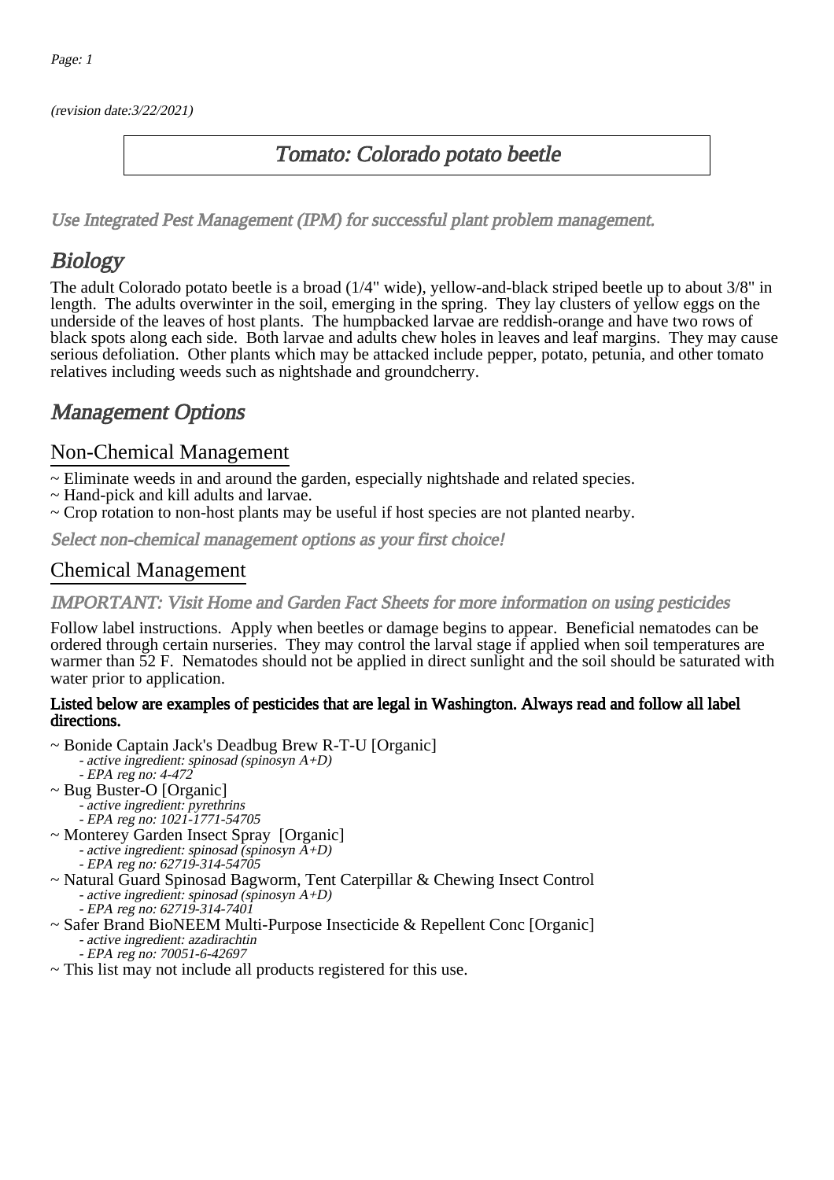(revision date:3/22/2021)

# Tomato: Colorado potato beetle

*Use Integrated Pest Management (IPM) for successful plant problem management.*

## Biology

The adult Colorado potato beetle is a broad (1/4" wide), yellow-and-black striped beetle up to about 3/8" in length. The adults overwinter in the soil, emerging in the spring. They lay clusters of yellow eggs on the underside of the leaves of host plants. The humpbacked larvae are reddish-orange and have two rows of black spots along each side. Both larvae and adults chew holes in leaves and leaf margins. They may cause serious defoliation. Other plants which may be attacked include pepper, potato, petunia, and other tomato relatives including weeds such as nightshade and groundcherry.

## Management Options

### Non-Chemical Management

~ Eliminate weeds in and around the garden, especially nightshade and related species.
~ Hand-pick and kill adults and larvae.
~ Crop rotation to non-host plants may be useful if host species are not planted nearby.

*Select non-chemical management options as your first choice!*

### Chemical Management

*IMPORTANT: Visit Home and Garden Fact Sheets for more information on using pesticides*

Follow label instructions. Apply when beetles or damage begins to appear. Beneficial nematodes can be ordered through certain nurseries. They may control the larval stage if applied when soil temperatures are warmer than 52 F. Nematodes should not be applied in direct sunlight and the soil should be saturated with water prior to application.

**Listed below are examples of pesticides that are legal in Washington. Always read and follow all label directions.**

~ Bonide Captain Jack's Deadbug Brew R-T-U [Organic]
  - *active ingredient: spinosad (spinosyn A+D)*
  - *EPA reg no: 4-472*
~ Bug Buster-O [Organic]
  - *active ingredient: pyrethrins*
  - *EPA reg no: 1021-1771-54705*
~ Monterey Garden Insect Spray [Organic]
  - *active ingredient: spinosad (spinosyn A+D)*
  - *EPA reg no: 62719-314-54705*
~ Natural Guard Spinosad Bagworm, Tent Caterpillar & Chewing Insect Control
  - *active ingredient: spinosad (spinosyn A+D)*
  - *EPA reg no: 62719-314-7401*
~ Safer Brand BioNEEM Multi-Purpose Insecticide & Repellent Conc [Organic]
  - *active ingredient: azadirachtin*
  - *EPA reg no: 70051-6-42697*
~ This list may not include all products registered for this use.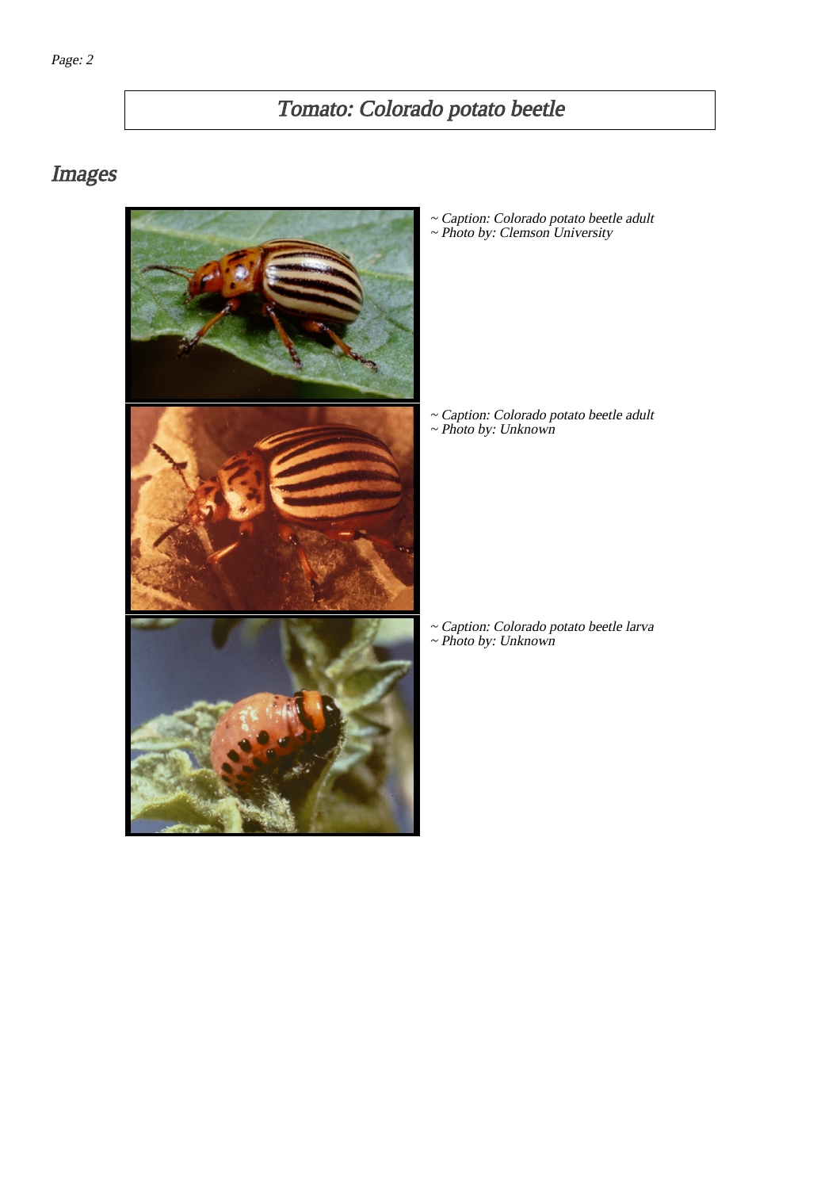# Tomato: Colorado potato beetle

## Images

~ Caption: Colorado potato beetle adult
~ Photo by: Clemson University

~ Caption: Colorado potato beetle adult
~ Photo by: Unknown

~ Caption: Colorado potato beetle larva
~ Photo by: Unknown